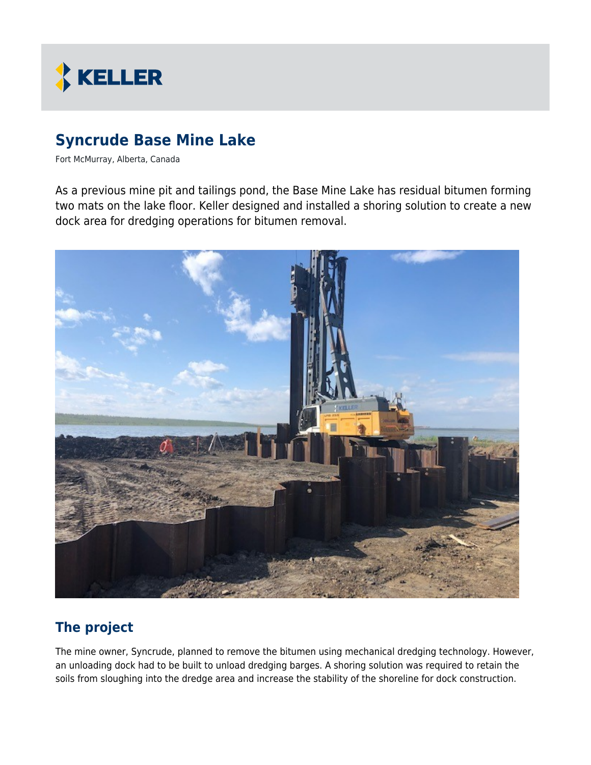# Syncrude Base Mine Lake

Fort McMurray, Alberta, Canada

As a previous mine pit and tailings pond, the Base Mine Lake has residual bitumen forming two mats on the lake floor. Keller designed and installed a shoring solution to create a new dock area for dredging operations for bitumen removal.

## The project

The mine owner, Syncrude, planned to remove the bitumen using mechanical dredging technology. However, an unloading dock had to be built to unload dredging barges. A shoring solution was required to retain the soils from sloughing into the dredge area and increase the stability of the shoreline for dock construction.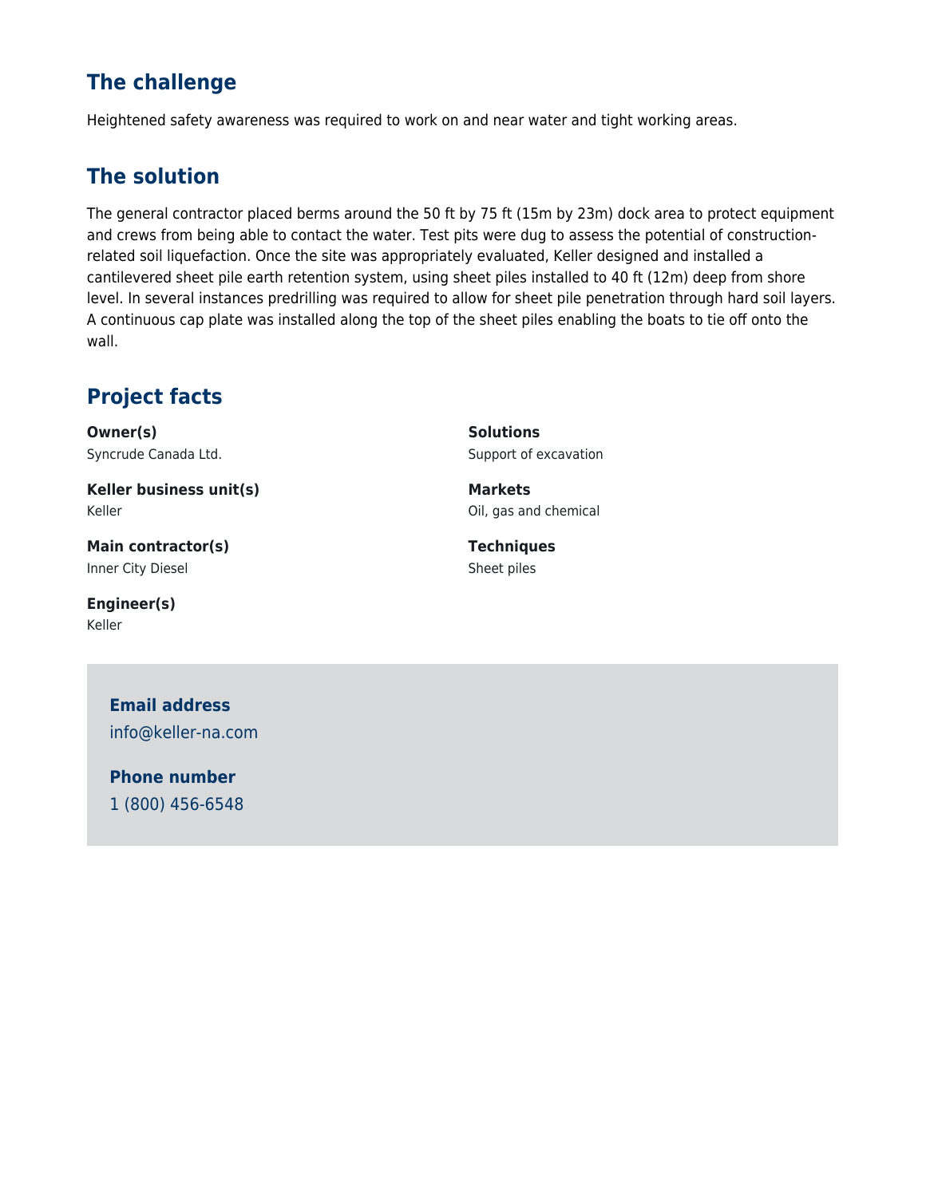## The challenge

Heightened safety awareness was required to work on and near water and tight working areas.

## The solution

The general contractor placed berms around the 50 ft by 75 ft (15m by 23m) dock area to protect equipment and crews from being able to contact the water. Test pits were dug to assess the potential of construction-related soil liquefaction. Once the site was appropriately evaluated, Keller designed and installed a cantilevered sheet pile earth retention system, using sheet piles installed to 40 ft (12m) deep from shore level. In several instances predrilling was required to allow for sheet pile penetration through hard soil layers. A continuous cap plate was installed along the top of the sheet piles enabling the boats to tie off onto the wall.

## Project facts

**Owner(s)**
Syncrude Canada Ltd.

**Keller business unit(s)**
Keller

**Main contractor(s)**
Inner City Diesel

**Engineer(s)**
Keller

**Solutions**
Support of excavation

**Markets**
Oil, gas and chemical

**Techniques**
Sheet piles

**Email address**
info@keller-na.com

**Phone number**
1 (800) 456-6548